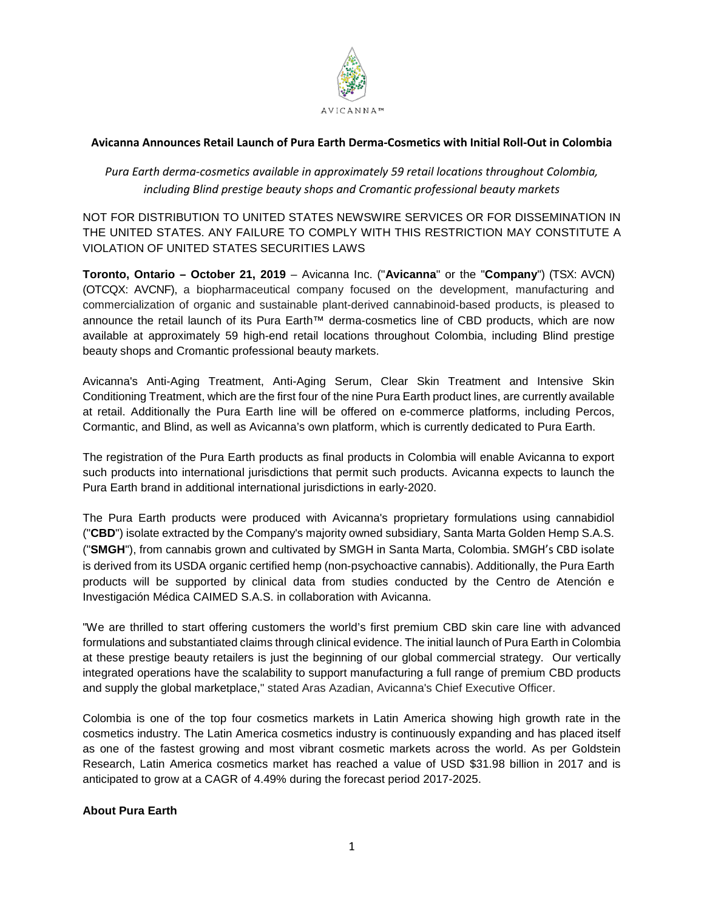AVICANNA™

**Avicanna Announces Retail Launch of Pura Earth Derma-Cosmetics with Initial Roll-Out in Colombia**

*Pura Earth derma-cosmetics available in approximately 59 retail locations throughout Colombia, including Blind prestige beauty shops and Cromantic professional beauty markets*

NOT FOR DISTRIBUTION TO UNITED STATES NEWSWIRE SERVICES OR FOR DISSEMINATION IN THE UNITED STATES. ANY FAILURE TO COMPLY WITH THIS RESTRICTION MAY CONSTITUTE A VIOLATION OF UNITED STATES SECURITIES LAWS

**Toronto, Ontario – October 21, 2019** – Avicanna Inc. ("**Avicanna**" or the "**Company**") (TSX: AVCN) (OTCQX: AVCNF), a biopharmaceutical company focused on the development, manufacturing and commercialization of organic and sustainable plant-derived cannabinoid-based products, is pleased to announce the retail launch of its Pura Earth™ derma-cosmetics line of CBD products, which are now available at approximately 59 high-end retail locations throughout Colombia, including Blind prestige beauty shops and Cromantic professional beauty markets.

Avicanna's Anti-Aging Treatment, Anti-Aging Serum, Clear Skin Treatment and Intensive Skin Conditioning Treatment, which are the first four of the nine Pura Earth product lines, are currently available at retail. Additionally the Pura Earth line will be offered on e-commerce platforms, including Percos, Cormantic, and Blind, as well as Avicanna's own platform, which is currently dedicated to Pura Earth.

The registration of the Pura Earth products as final products in Colombia will enable Avicanna to export such products into international jurisdictions that permit such products. Avicanna expects to launch the Pura Earth brand in additional international jurisdictions in early-2020.

The Pura Earth products were produced with Avicanna's proprietary formulations using cannabidiol ("**CBD**") isolate extracted by the Company's majority owned subsidiary, Santa Marta Golden Hemp S.A.S. ("**SMGH**"), from cannabis grown and cultivated by SMGH in Santa Marta, Colombia. SMGH's CBD isolate is derived from its USDA organic certified hemp (non-psychoactive cannabis). Additionally, the Pura Earth products will be supported by clinical data from studies conducted by the Centro de Atención e Investigación Médica CAIMED S.A.S. in collaboration with Avicanna.

"We are thrilled to start offering customers the world's first premium CBD skin care line with advanced formulations and substantiated claims through clinical evidence. The initial launch of Pura Earth in Colombia at these prestige beauty retailers is just the beginning of our global commercial strategy. Our vertically integrated operations have the scalability to support manufacturing a full range of premium CBD products and supply the global marketplace," stated Aras Azadian, Avicanna's Chief Executive Officer.

Colombia is one of the top four cosmetics markets in Latin America showing high growth rate in the cosmetics industry. The Latin America cosmetics industry is continuously expanding and has placed itself as one of the fastest growing and most vibrant cosmetic markets across the world. As per Goldstein Research, Latin America cosmetics market has reached a value of USD $31.98 billion in 2017 and is anticipated to grow at a CAGR of 4.49% during the forecast period 2017-2025.

**About Pura Earth**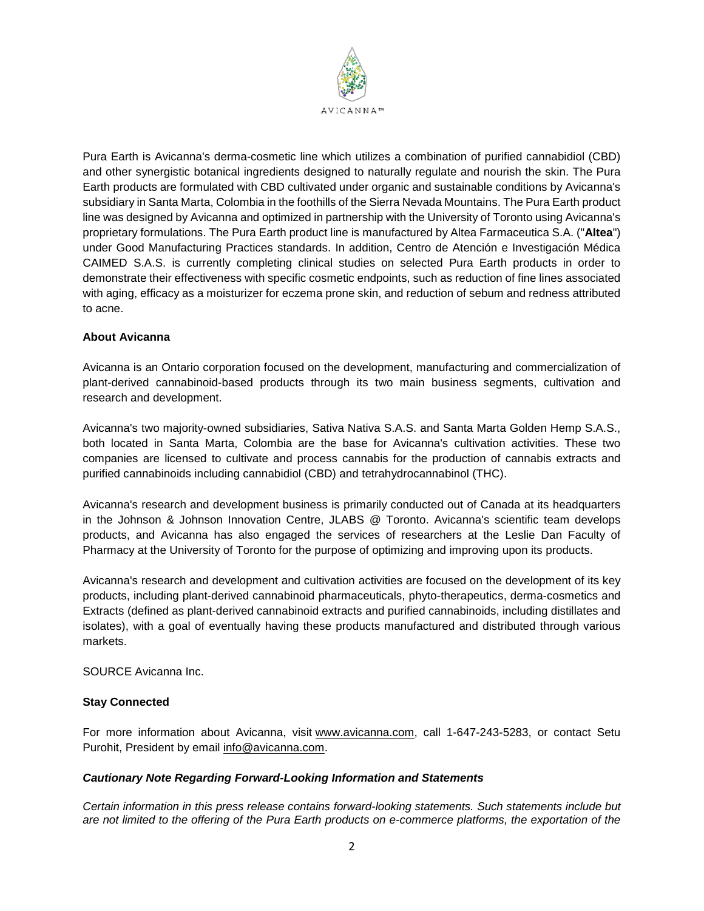Pura Earth is Avicanna's derma-cosmetic line which utilizes a combination of purified cannabidiol (CBD) and other synergistic botanical ingredients designed to naturally regulate and nourish the skin. The Pura Earth products are formulated with CBD cultivated under organic and sustainable conditions by Avicanna's subsidiary in Santa Marta, Colombia in the foothills of the Sierra Nevada Mountains. The Pura Earth product line was designed by Avicanna and optimized in partnership with the University of Toronto using Avicanna's proprietary formulations. The Pura Earth product line is manufactured by Altea Farmaceutica S.A. ("**Altea**") under Good Manufacturing Practices standards. In addition, Centro de Atención e Investigación Médica CAIMED S.A.S. is currently completing clinical studies on selected Pura Earth products in order to demonstrate their effectiveness with specific cosmetic endpoints, such as reduction of fine lines associated with aging, efficacy as a moisturizer for eczema prone skin, and reduction of sebum and redness attributed to acne.

**About Avicanna**

Avicanna is an Ontario corporation focused on the development, manufacturing and commercialization of plant-derived cannabinoid-based products through its two main business segments, cultivation and research and development.

Avicanna's two majority-owned subsidiaries, Sativa Nativa S.A.S. and Santa Marta Golden Hemp S.A.S., both located in Santa Marta, Colombia are the base for Avicanna's cultivation activities. These two companies are licensed to cultivate and process cannabis for the production of cannabis extracts and purified cannabinoids including cannabidiol (CBD) and tetrahydrocannabinol (THC).

Avicanna's research and development business is primarily conducted out of Canada at its headquarters in the Johnson & Johnson Innovation Centre, JLABS @ Toronto. Avicanna's scientific team develops products, and Avicanna has also engaged the services of researchers at the Leslie Dan Faculty of Pharmacy at the University of Toronto for the purpose of optimizing and improving upon its products.

Avicanna's research and development and cultivation activities are focused on the development of its key products, including plant-derived cannabinoid pharmaceuticals, phyto-therapeutics, derma-cosmetics and Extracts (defined as plant-derived cannabinoid extracts and purified cannabinoids, including distillates and isolates), with a goal of eventually having these products manufactured and distributed through various markets.

SOURCE Avicanna Inc.

**Stay Connected**

For more information about Avicanna, visit www.avicanna.com, call 1-647-243-5283, or contact Setu Purohit, President by email info@avicanna.com.

***Cautionary Note Regarding Forward-Looking Information and Statements***

*Certain information in this press release contains forward-looking statements. Such statements include but are not limited to the offering of the Pura Earth products on e-commerce platforms, the exportation of the*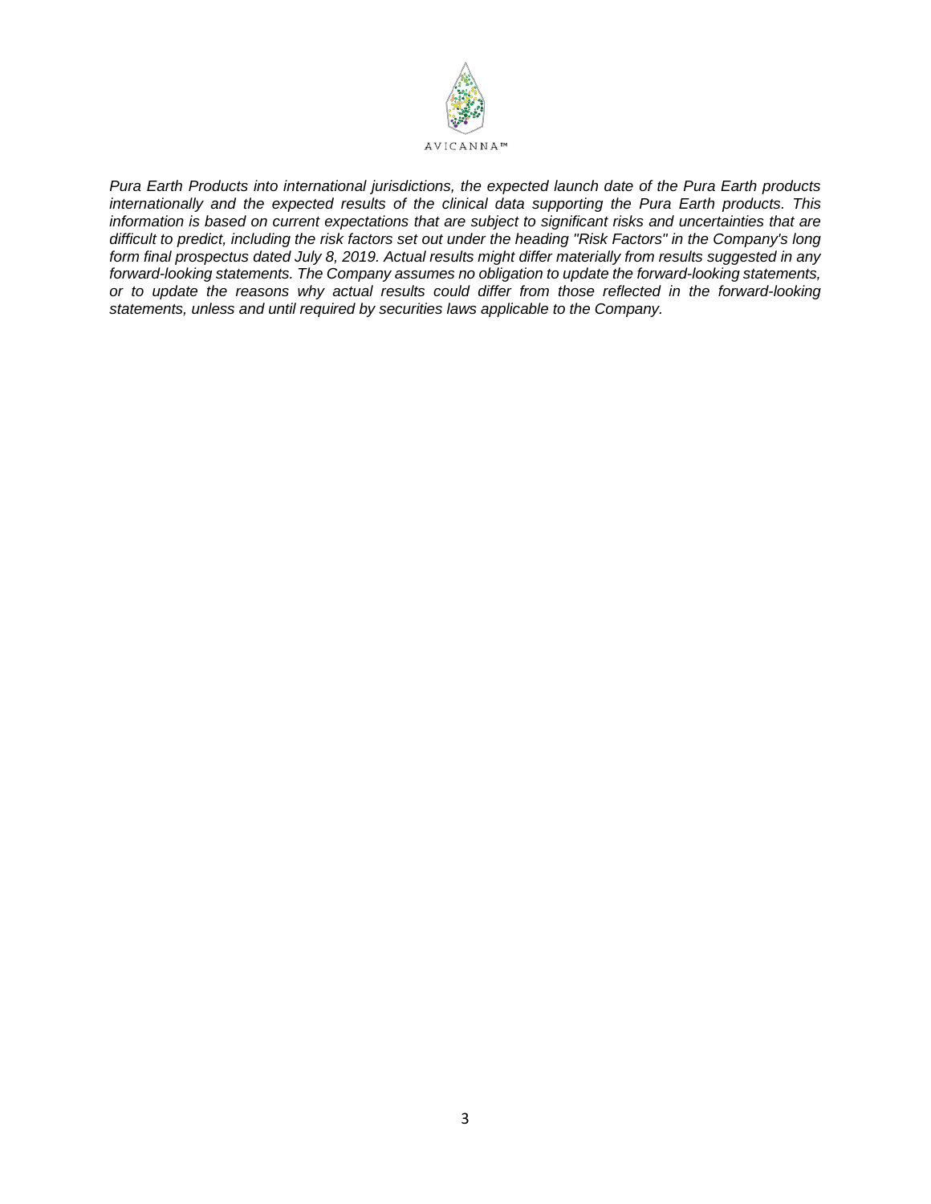*Pura Earth Products into international jurisdictions, the expected launch date of the Pura Earth products internationally and the expected results of the clinical data supporting the Pura Earth products. This information is based on current expectations that are subject to significant risks and uncertainties that are difficult to predict, including the risk factors set out under the heading "Risk Factors" in the Company's long form final prospectus dated July 8, 2019. Actual results might differ materially from results suggested in any forward-looking statements. The Company assumes no obligation to update the forward-looking statements, or to update the reasons why actual results could differ from those reflected in the forward-looking statements, unless and until required by securities laws applicable to the Company.*